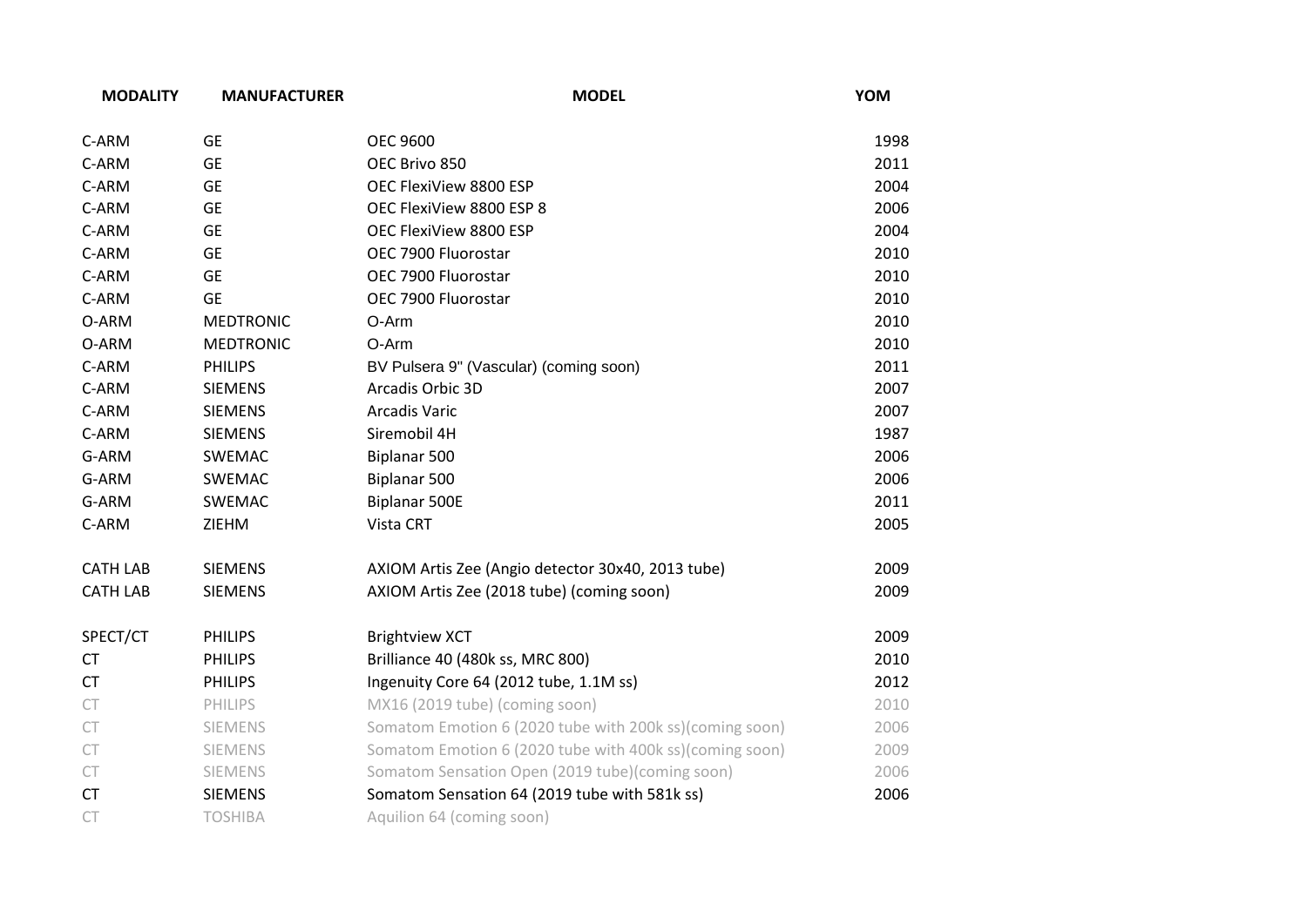| MODALITY | MANUFACTURER | MODEL | YOM |
|---|---|---|---|
| C-ARM | GE | OEC 9600 | 1998 |
| C-ARM | GE | OEC Brivo 850 | 2011 |
| C-ARM | GE | OEC FlexiView 8800 ESP | 2004 |
| C-ARM | GE | OEC FlexiView 8800 ESP 8 | 2006 |
| C-ARM | GE | OEC FlexiView 8800 ESP | 2004 |
| C-ARM | GE | OEC 7900 Fluorostar | 2010 |
| C-ARM | GE | OEC 7900 Fluorostar | 2010 |
| C-ARM | GE | OEC 7900 Fluorostar | 2010 |
| O-ARM | MEDTRONIC | O-Arm | 2010 |
| O-ARM | MEDTRONIC | O-Arm | 2010 |
| C-ARM | PHILIPS | BV Pulsera 9" (Vascular) (coming soon) | 2011 |
| C-ARM | SIEMENS | Arcadis Orbic 3D | 2007 |
| C-ARM | SIEMENS | Arcadis Varic | 2007 |
| C-ARM | SIEMENS | Siremobil 4H | 1987 |
| G-ARM | SWEMAC | Biplanar 500 | 2006 |
| G-ARM | SWEMAC | Biplanar 500 | 2006 |
| G-ARM | SWEMAC | Biplanar 500E | 2011 |
| C-ARM | ZIEHM | Vista CRT | 2005 |
| | | | |
| CATH LAB | SIEMENS | AXIOM Artis Zee (Angio detector 30x40, 2013 tube) | 2009 |
| CATH LAB | SIEMENS | AXIOM Artis Zee (2018 tube) (coming soon) | 2009 |
| | | | |
| SPECT/CT | PHILIPS | Brightview XCT | 2009 |
| CT | PHILIPS | Brilliance 40 (480k ss, MRC 800) | 2010 |
| CT | PHILIPS | Ingenuity Core 64 (2012 tube, 1.1M ss) | 2012 |
| CT | PHILIPS | MX16 (2019 tube) (coming soon) | 2010 |
| CT | SIEMENS | Somatom Emotion 6 (2020 tube with 200k ss)(coming soon) | 2006 |
| CT | SIEMENS | Somatom Emotion 6 (2020 tube with 400k ss)(coming soon) | 2009 |
| CT | SIEMENS | Somatom Sensation Open (2019 tube)(coming soon) | 2006 |
| CT | SIEMENS | Somatom Sensation 64 (2019 tube with 581k ss) | 2006 |
| CT | TOSHIBA | Aquilion 64 (coming soon) | |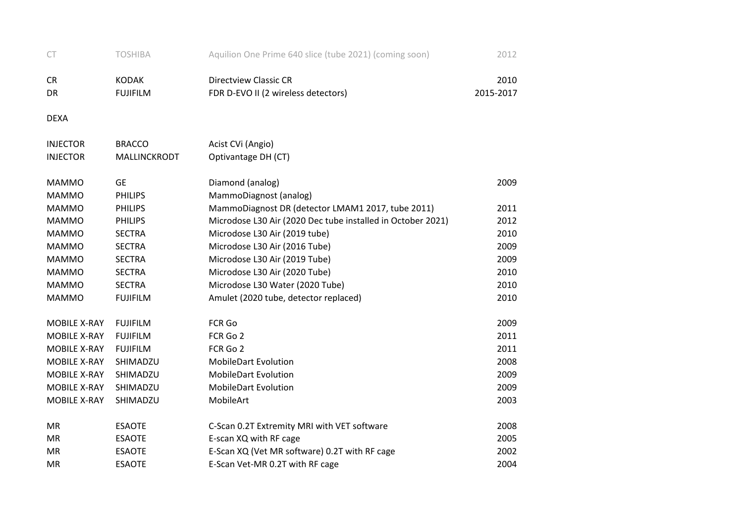| | | | |
|---|---|---|---|
| CT | TOSHIBA | Aquilion One Prime 640 slice (tube 2021) (coming soon) | 2012 |
| | | | |
| CR | KODAK | Directview Classic CR | 2010 |
| DR | FUJIFILM | FDR D-EVO II (2 wireless detectors) | 2015-2017 |
| | | | |
| DEXA | | | |
| | | | |
| INJECTOR | BRACCO | Acist CVi (Angio) | |
| INJECTOR | MALLINCKRODT | Optivantage DH (CT) | |
| | | | |
| MAMMO | GE | Diamond (analog) | 2009 |
| MAMMO | PHILIPS | MammoDiagnost (analog) | |
| MAMMO | PHILIPS | MammoDiagnost DR (detector LMAM1 2017, tube 2011) | 2011 |
| MAMMO | PHILIPS | Microdose L30 Air (2020 Dec tube installed in October 2021) | 2012 |
| MAMMO | SECTRA | Microdose L30 Air (2019 tube) | 2010 |
| MAMMO | SECTRA | Microdose L30 Air (2016 Tube) | 2009 |
| MAMMO | SECTRA | Microdose L30 Air (2019 Tube) | 2009 |
| MAMMO | SECTRA | Microdose L30 Air (2020 Tube) | 2010 |
| MAMMO | SECTRA | Microdose L30 Water (2020 Tube) | 2010 |
| MAMMO | FUJIFILM | Amulet (2020 tube, detector replaced) | 2010 |
| | | | |
| MOBILE X-RAY | FUJIFILM | FCR Go | 2009 |
| MOBILE X-RAY | FUJIFILM | FCR Go 2 | 2011 |
| MOBILE X-RAY | FUJIFILM | FCR Go 2 | 2011 |
| MOBILE X-RAY | SHIMADZU | MobileDart Evolution | 2008 |
| MOBILE X-RAY | SHIMADZU | MobileDart Evolution | 2009 |
| MOBILE X-RAY | SHIMADZU | MobileDart Evolution | 2009 |
| MOBILE X-RAY | SHIMADZU | MobileArt | 2003 |
| | | | |
| MR | ESAOTE | C-Scan 0.2T Extremity MRI with VET software | 2008 |
| MR | ESAOTE | E-scan XQ with RF cage | 2005 |
| MR | ESAOTE | E-Scan XQ (Vet MR software) 0.2T with RF cage | 2002 |
| MR | ESAOTE | E-Scan Vet-MR 0.2T with RF cage | 2004 |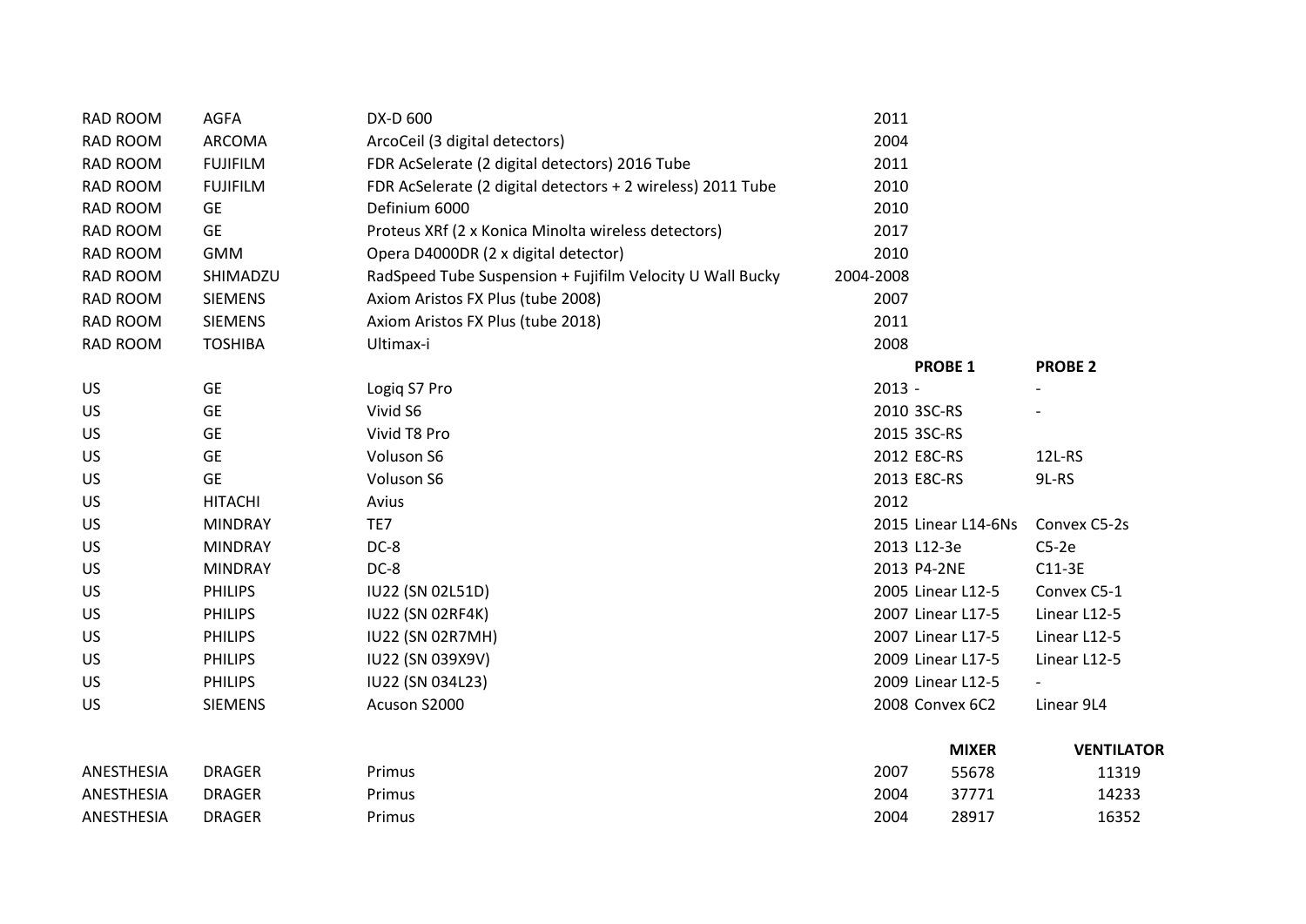| | | | | | |
|---|---|---|---|---|---|
| RAD ROOM | AGFA | DX-D 600 | 2011 | | |
| RAD ROOM | ARCOMA | ArcoCeil (3 digital detectors) | 2004 | | |
| RAD ROOM | FUJIFILM | FDR AcSelerate (2 digital detectors) 2016 Tube | 2011 | | |
| RAD ROOM | FUJIFILM | FDR AcSelerate (2 digital detectors + 2 wireless) 2011 Tube | 2010 | | |
| RAD ROOM | GE | Definium 6000 | 2010 | | |
| RAD ROOM | GE | Proteus XRf (2 x Konica Minolta wireless detectors) | 2017 | | |
| RAD ROOM | GMM | Opera D4000DR (2 x digital detector) | 2010 | | |
| RAD ROOM | SHIMADZU | RadSpeed Tube Suspension + Fujifilm Velocity U Wall Bucky | 2004-2008 | | |
| RAD ROOM | SIEMENS | Axiom Aristos FX Plus (tube 2008) | 2007 | | |
| RAD ROOM | SIEMENS | Axiom Aristos FX Plus (tube 2018) | 2011 | | |
| RAD ROOM | TOSHIBA | Ultimax-i | 2008 | | |
| | | | | **PROBE 1** | **PROBE 2** |
| US | GE | Logiq S7 Pro | 2013 | - | - |
| US | GE | Vivid S6 | 2010 | 3SC-RS | - |
| US | GE | Vivid T8 Pro | 2015 | 3SC-RS | |
| US | GE | Voluson S6 | 2012 | E8C-RS | 12L-RS |
| US | GE | Voluson S6 | 2013 | E8C-RS | 9L-RS |
| US | HITACHI | Avius | 2012 | | |
| US | MINDRAY | TE7 | 2015 | Linear L14-6Ns | Convex C5-2s |
| US | MINDRAY | DC-8 | 2013 | L12-3e | C5-2e |
| US | MINDRAY | DC-8 | 2013 | P4-2NE | C11-3E |
| US | PHILIPS | IU22 (SN 02L51D) | 2005 | Linear L12-5 | Convex C5-1 |
| US | PHILIPS | IU22 (SN 02RF4K) | 2007 | Linear L17-5 | Linear L12-5 |
| US | PHILIPS | IU22 (SN 02R7MH) | 2007 | Linear L17-5 | Linear L12-5 |
| US | PHILIPS | IU22 (SN 039X9V) | 2009 | Linear L17-5 | Linear L12-5 |
| US | PHILIPS | IU22 (SN 034L23) | 2009 | Linear L12-5 | - |
| US | SIEMENS | Acuson S2000 | 2008 | Convex 6C2 | Linear 9L4 |
| | | | | **MIXER** | **VENTILATOR** |
| ANESTHESIA | DRAGER | Primus | 2007 | 55678 | 11319 |
| ANESTHESIA | DRAGER | Primus | 2004 | 37771 | 14233 |
| ANESTHESIA | DRAGER | Primus | 2004 | 28917 | 16352 |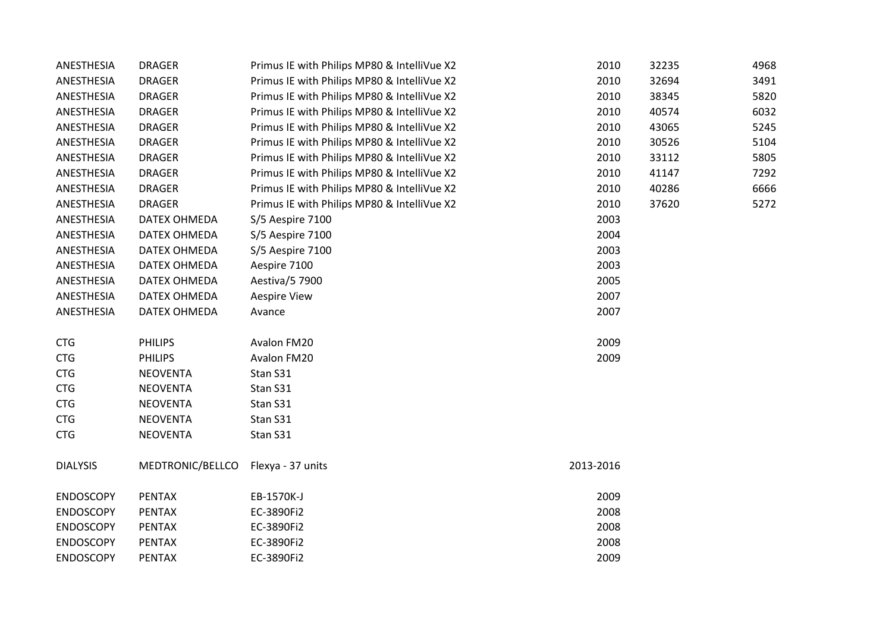| | | | | | |
|---|---|---|---|---|---|
| ANESTHESIA | DRAGER | Primus IE with Philips MP80 & IntelliVue X2 | 2010 | 32235 | 4968 |
| ANESTHESIA | DRAGER | Primus IE with Philips MP80 & IntelliVue X2 | 2010 | 32694 | 3491 |
| ANESTHESIA | DRAGER | Primus IE with Philips MP80 & IntelliVue X2 | 2010 | 38345 | 5820 |
| ANESTHESIA | DRAGER | Primus IE with Philips MP80 & IntelliVue X2 | 2010 | 40574 | 6032 |
| ANESTHESIA | DRAGER | Primus IE with Philips MP80 & IntelliVue X2 | 2010 | 43065 | 5245 |
| ANESTHESIA | DRAGER | Primus IE with Philips MP80 & IntelliVue X2 | 2010 | 30526 | 5104 |
| ANESTHESIA | DRAGER | Primus IE with Philips MP80 & IntelliVue X2 | 2010 | 33112 | 5805 |
| ANESTHESIA | DRAGER | Primus IE with Philips MP80 & IntelliVue X2 | 2010 | 41147 | 7292 |
| ANESTHESIA | DRAGER | Primus IE with Philips MP80 & IntelliVue X2 | 2010 | 40286 | 6666 |
| ANESTHESIA | DRAGER | Primus IE with Philips MP80 & IntelliVue X2 | 2010 | 37620 | 5272 |
| ANESTHESIA | DATEX OHMEDA | S/5 Aespire 7100 | 2003 | | |
| ANESTHESIA | DATEX OHMEDA | S/5 Aespire 7100 | 2004 | | |
| ANESTHESIA | DATEX OHMEDA | S/5 Aespire 7100 | 2003 | | |
| ANESTHESIA | DATEX OHMEDA | Aespire 7100 | 2003 | | |
| ANESTHESIA | DATEX OHMEDA | Aestiva/5 7900 | 2005 | | |
| ANESTHESIA | DATEX OHMEDA | Aespire View | 2007 | | |
| ANESTHESIA | DATEX OHMEDA | Avance | 2007 | | |
| | | | | | |
| CTG | PHILIPS | Avalon FM20 | 2009 | | |
| CTG | PHILIPS | Avalon FM20 | 2009 | | |
| CTG | NEOVENTA | Stan S31 | | | |
| CTG | NEOVENTA | Stan S31 | | | |
| CTG | NEOVENTA | Stan S31 | | | |
| CTG | NEOVENTA | Stan S31 | | | |
| CTG | NEOVENTA | Stan S31 | | | |
| | | | | | |
| DIALYSIS | MEDTRONIC/BELLCO | Flexya - 37 units | 2013-2016 | | |
| | | | | | |
| ENDOSCOPY | PENTAX | EB-1570K-J | 2009 | | |
| ENDOSCOPY | PENTAX | EC-3890Fi2 | 2008 | | |
| ENDOSCOPY | PENTAX | EC-3890Fi2 | 2008 | | |
| ENDOSCOPY | PENTAX | EC-3890Fi2 | 2008 | | |
| ENDOSCOPY | PENTAX | EC-3890Fi2 | 2009 | | |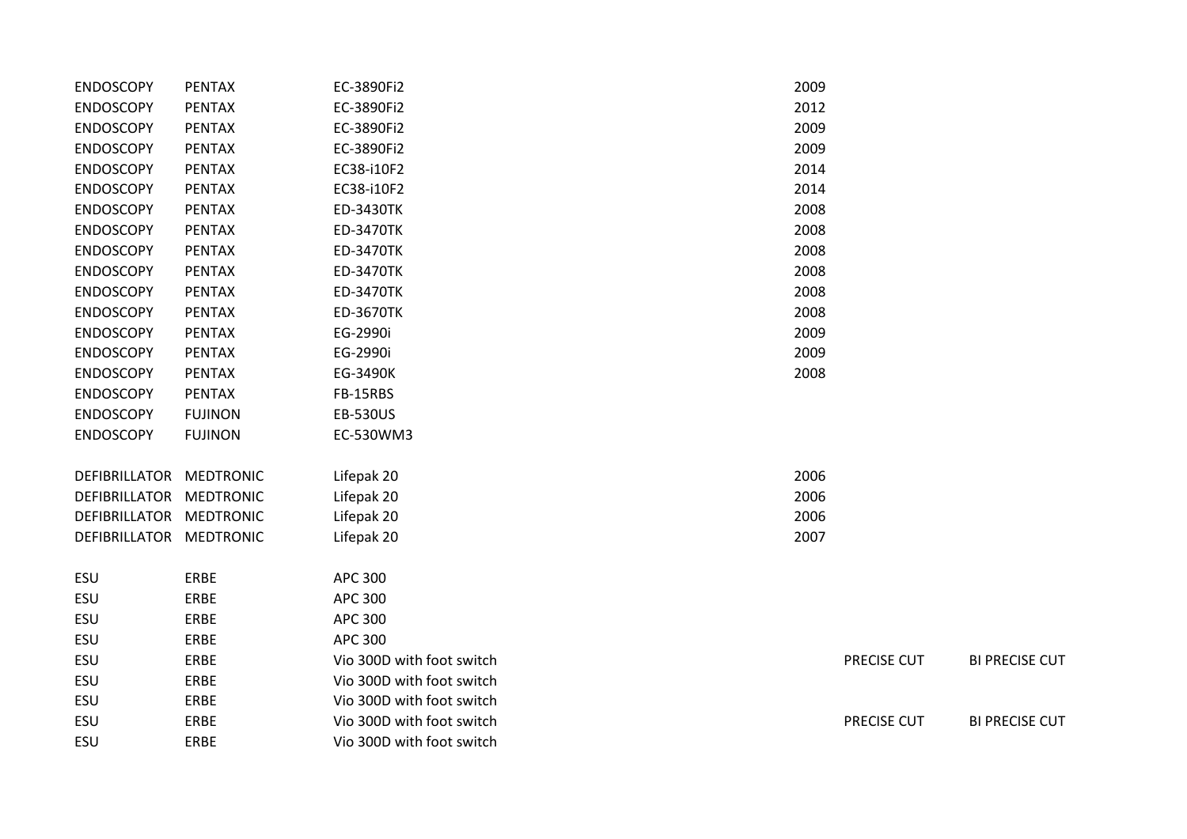| | | | | | |
|---|---|---|---|---|---|
| ENDOSCOPY | PENTAX | EC-3890Fi2 | 2009 | | |
| ENDOSCOPY | PENTAX | EC-3890Fi2 | 2012 | | |
| ENDOSCOPY | PENTAX | EC-3890Fi2 | 2009 | | |
| ENDOSCOPY | PENTAX | EC-3890Fi2 | 2009 | | |
| ENDOSCOPY | PENTAX | EC38-i10F2 | 2014 | | |
| ENDOSCOPY | PENTAX | EC38-i10F2 | 2014 | | |
| ENDOSCOPY | PENTAX | ED-3430TK | 2008 | | |
| ENDOSCOPY | PENTAX | ED-3470TK | 2008 | | |
| ENDOSCOPY | PENTAX | ED-3470TK | 2008 | | |
| ENDOSCOPY | PENTAX | ED-3470TK | 2008 | | |
| ENDOSCOPY | PENTAX | ED-3470TK | 2008 | | |
| ENDOSCOPY | PENTAX | ED-3670TK | 2008 | | |
| ENDOSCOPY | PENTAX | EG-2990i | 2009 | | |
| ENDOSCOPY | PENTAX | EG-2990i | 2009 | | |
| ENDOSCOPY | PENTAX | EG-3490K | 2008 | | |
| ENDOSCOPY | PENTAX | FB-15RBS | | | |
| ENDOSCOPY | FUJINON | EB-530US | | | |
| ENDOSCOPY | FUJINON | EC-530WM3 | | | |
| | | | | | |
| DEFIBRILLATOR | MEDTRONIC | Lifepak 20 | 2006 | | |
| DEFIBRILLATOR | MEDTRONIC | Lifepak 20 | 2006 | | |
| DEFIBRILLATOR | MEDTRONIC | Lifepak 20 | 2006 | | |
| DEFIBRILLATOR | MEDTRONIC | Lifepak 20 | 2007 | | |
| | | | | | |
| ESU | ERBE | APC 300 | | | |
| ESU | ERBE | APC 300 | | | |
| ESU | ERBE | APC 300 | | | |
| ESU | ERBE | APC 300 | | | |
| ESU | ERBE | Vio 300D with foot switch | | PRECISE CUT | BI PRECISE CUT |
| ESU | ERBE | Vio 300D with foot switch | | | |
| ESU | ERBE | Vio 300D with foot switch | | | |
| ESU | ERBE | Vio 300D with foot switch | | PRECISE CUT | BI PRECISE CUT |
| ESU | ERBE | Vio 300D with foot switch | | | |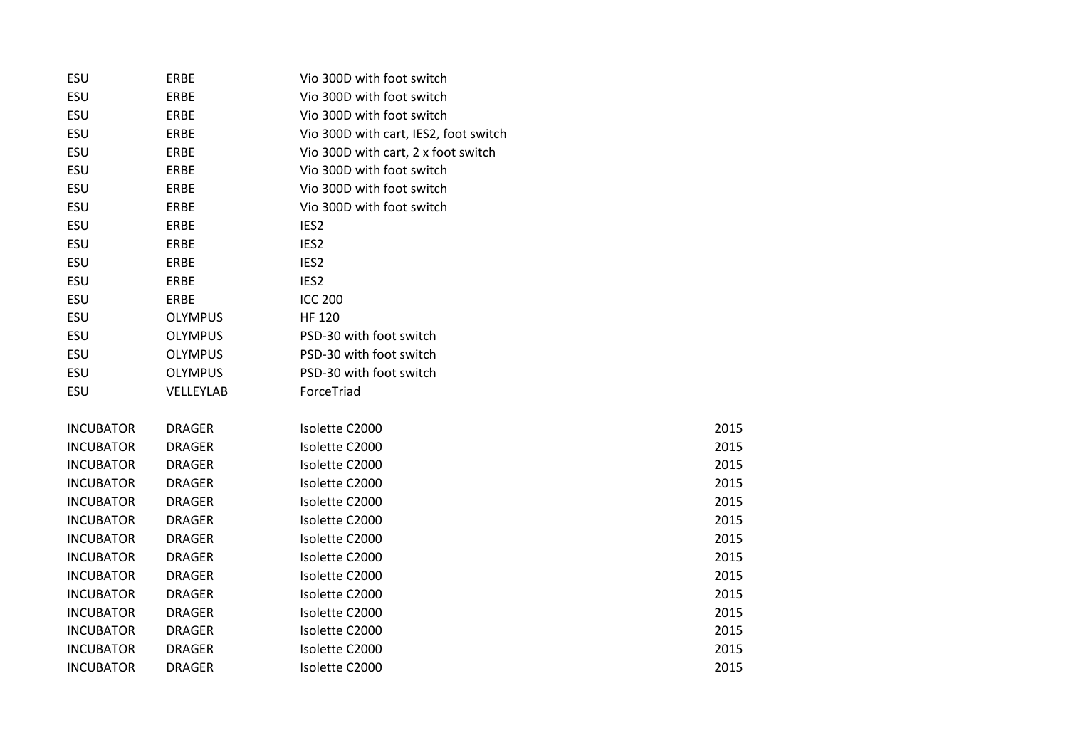| | | | |
|---|---|---|---|
| ESU | ERBE | Vio 300D with foot switch | |
| ESU | ERBE | Vio 300D with foot switch | |
| ESU | ERBE | Vio 300D with foot switch | |
| ESU | ERBE | Vio 300D with cart, IES2, foot switch | |
| ESU | ERBE | Vio 300D with cart, 2 x foot switch | |
| ESU | ERBE | Vio 300D with foot switch | |
| ESU | ERBE | Vio 300D with foot switch | |
| ESU | ERBE | Vio 300D with foot switch | |
| ESU | ERBE | IES2 | |
| ESU | ERBE | IES2 | |
| ESU | ERBE | IES2 | |
| ESU | ERBE | IES2 | |
| ESU | ERBE | ICC 200 | |
| ESU | OLYMPUS | HF 120 | |
| ESU | OLYMPUS | PSD-30 with foot switch | |
| ESU | OLYMPUS | PSD-30 with foot switch | |
| ESU | OLYMPUS | PSD-30 with foot switch | |
| ESU | VELLEYLAB | ForceTriad | |
| | | | |
| INCUBATOR | DRAGER | Isolette C2000 | 2015 |
| INCUBATOR | DRAGER | Isolette C2000 | 2015 |
| INCUBATOR | DRAGER | Isolette C2000 | 2015 |
| INCUBATOR | DRAGER | Isolette C2000 | 2015 |
| INCUBATOR | DRAGER | Isolette C2000 | 2015 |
| INCUBATOR | DRAGER | Isolette C2000 | 2015 |
| INCUBATOR | DRAGER | Isolette C2000 | 2015 |
| INCUBATOR | DRAGER | Isolette C2000 | 2015 |
| INCUBATOR | DRAGER | Isolette C2000 | 2015 |
| INCUBATOR | DRAGER | Isolette C2000 | 2015 |
| INCUBATOR | DRAGER | Isolette C2000 | 2015 |
| INCUBATOR | DRAGER | Isolette C2000 | 2015 |
| INCUBATOR | DRAGER | Isolette C2000 | 2015 |
| INCUBATOR | DRAGER | Isolette C2000 | 2015 |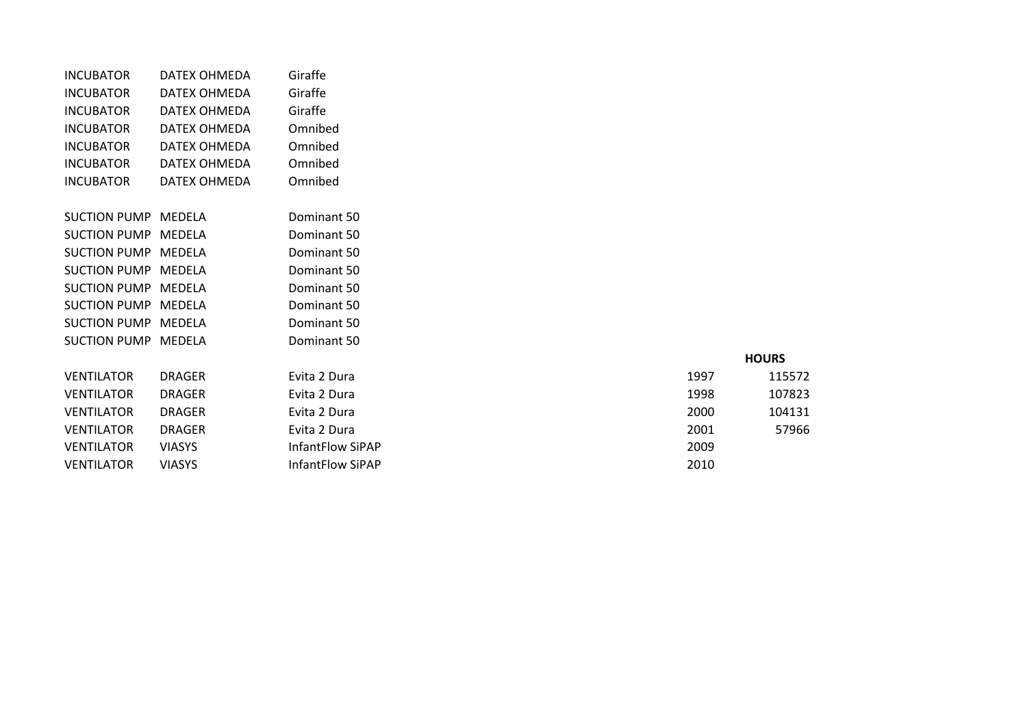| | | | | |
|---|---|---|---|---|
| INCUBATOR | DATEX OHMEDA | Giraffe | | |
| INCUBATOR | DATEX OHMEDA | Giraffe | | |
| INCUBATOR | DATEX OHMEDA | Giraffe | | |
| INCUBATOR | DATEX OHMEDA | Omnibed | | |
| INCUBATOR | DATEX OHMEDA | Omnibed | | |
| INCUBATOR | DATEX OHMEDA | Omnibed | | |
| INCUBATOR | DATEX OHMEDA | Omnibed | | |
| | | | | |
| SUCTION PUMP | MEDELA | Dominant 50 | | |
| SUCTION PUMP | MEDELA | Dominant 50 | | |
| SUCTION PUMP | MEDELA | Dominant 50 | | |
| SUCTION PUMP | MEDELA | Dominant 50 | | |
| SUCTION PUMP | MEDELA | Dominant 50 | | |
| SUCTION PUMP | MEDELA | Dominant 50 | | |
| SUCTION PUMP | MEDELA | Dominant 50 | | |
| SUCTION PUMP | MEDELA | Dominant 50 | | |
| | | | | **HOURS** |
| VENTILATOR | DRAGER | Evita 2 Dura | 1997 | 115572 |
| VENTILATOR | DRAGER | Evita 2 Dura | 1998 | 107823 |
| VENTILATOR | DRAGER | Evita 2 Dura | 2000 | 104131 |
| VENTILATOR | DRAGER | Evita 2 Dura | 2001 | 57966 |
| VENTILATOR | VIASYS | InfantFlow SiPAP | 2009 | |
| VENTILATOR | VIASYS | InfantFlow SiPAP | 2010 | |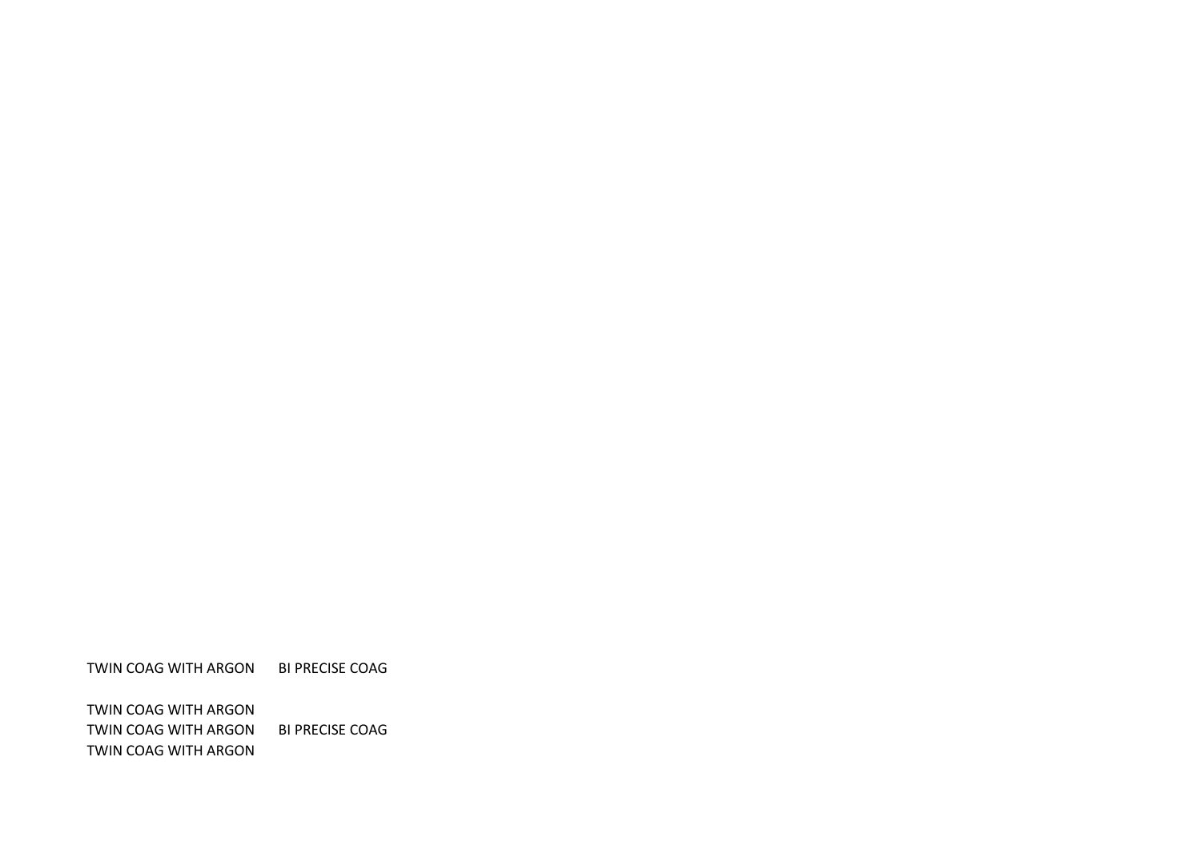TWIN COAG WITH ARGON BI PRECISE COAG

TWIN COAG WITH ARGON
TWIN COAG WITH ARGON BI PRECISE COAG
TWIN COAG WITH ARGON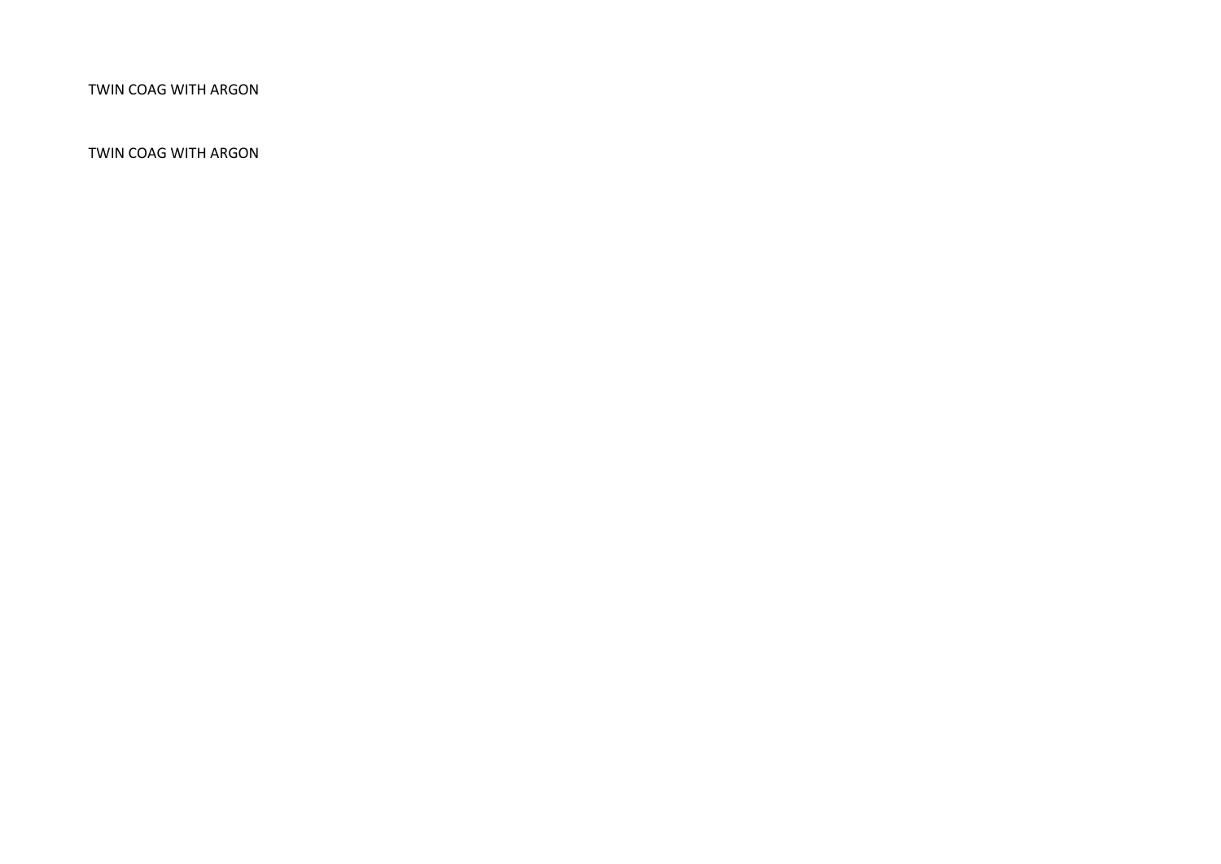TWIN COAG WITH ARGON

TWIN COAG WITH ARGON